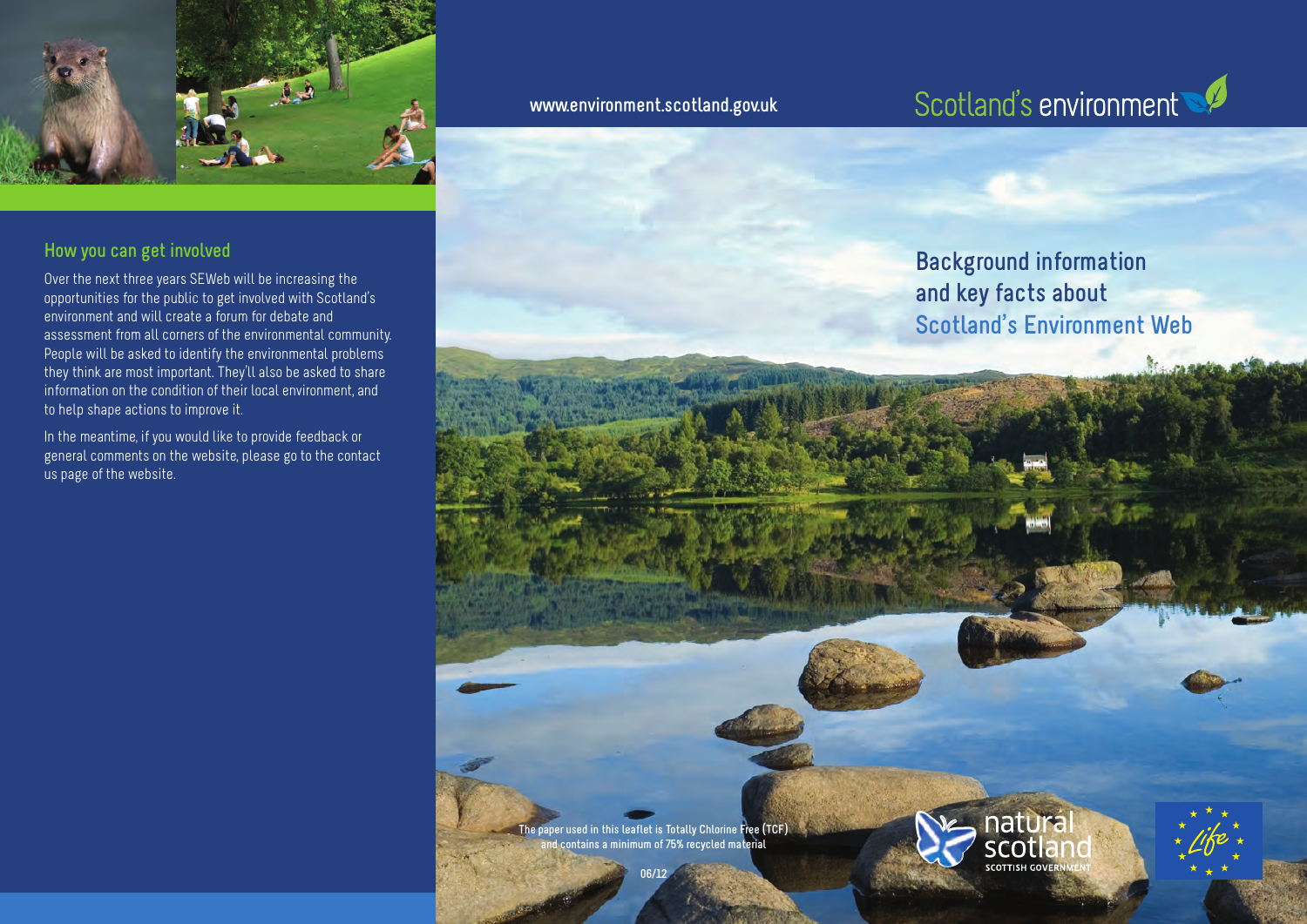## How you can get involved

Over the next three years SEWeb will be increasing the opportunities for the public to get involved with Scotland's environment and will create a forum for debate and assessment from all corners of the environmental community. People will be asked to identify the environmental problems they think are most important. They'll also be asked to share information on the condition of their local environment, and to help shape actions to improve it.

In the meantime, if you would like to provide feedback or general comments on the website, please go to the contact us page of the website.

www.environment.scotland.gov.uk

Scotland's environment

# Background information and key facts about Scotland's Environment Web

The paper used in this leaflet is Totally Chlorine Free (TCF) and contains a minimum of 75% recycled material

06/12

natural scotland
SCOTTISH GOVERNMENT

Life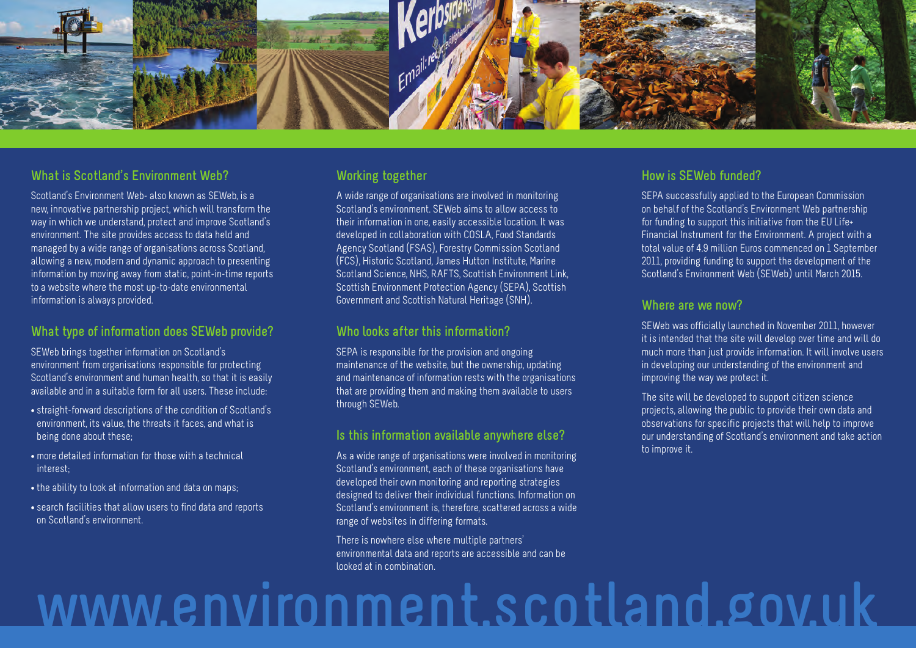## What is Scotland's Environment Web?

Scotland's Environment Web- also known as SEWeb, is a new, innovative partnership project, which will transform the way in which we understand, protect and improve Scotland's environment. The site provides access to data held and managed by a wide range of organisations across Scotland, allowing a new, modern and dynamic approach to presenting information by moving away from static, point-in-time reports to a website where the most up-to-date environmental information is always provided.

## What type of information does SEWeb provide?

SEWeb brings together information on Scotland's environment from organisations responsible for protecting Scotland's environment and human health, so that it is easily available and in a suitable form for all users. These include:

- straight-forward descriptions of the condition of Scotland's environment, its value, the threats it faces, and what is being done about these;
- more detailed information for those with a technical interest;
- the ability to look at information and data on maps;
- search facilities that allow users to find data and reports on Scotland's environment.

## Working together

A wide range of organisations are involved in monitoring Scotland's environment. SEWeb aims to allow access to their information in one, easily accessible location. It was developed in collaboration with COSLA, Food Standards Agency Scotland (FSAS), Forestry Commission Scotland (FCS), Historic Scotland, James Hutton Institute, Marine Scotland Science, NHS, RAFTS, Scottish Environment Link, Scottish Environment Protection Agency (SEPA), Scottish Government and Scottish Natural Heritage (SNH).

## Who looks after this information?

SEPA is responsible for the provision and ongoing maintenance of the website, but the ownership, updating and maintenance of information rests with the organisations that are providing them and making them available to users through SEWeb.

## Is this information available anywhere else?

As a wide range of organisations were involved in monitoring Scotland's environment, each of these organisations have developed their own monitoring and reporting strategies designed to deliver their individual functions. Information on Scotland's environment is, therefore, scattered across a wide range of websites in differing formats.

There is nowhere else where multiple partners' environmental data and reports are accessible and can be looked at in combination.

## How is SEWeb funded?

SEPA successfully applied to the European Commission on behalf of the Scotland's Environment Web partnership for funding to support this initiative from the EU Life+ Financial Instrument for the Environment. A project with a total value of 4.9 million Euros commenced on 1 September 2011, providing funding to support the development of the Scotland's Environment Web (SEWeb) until March 2015.

## Where are we now?

SEWeb was officially launched in November 2011, however it is intended that the site will develop over time and will do much more than just provide information. It will involve users in developing our understanding of the environment and improving the way we protect it.

The site will be developed to support citizen science projects, allowing the public to provide their own data and observations for specific projects that will help to improve our understanding of Scotland's environment and take action to improve it.

# www.environment.scotland.gov.uk